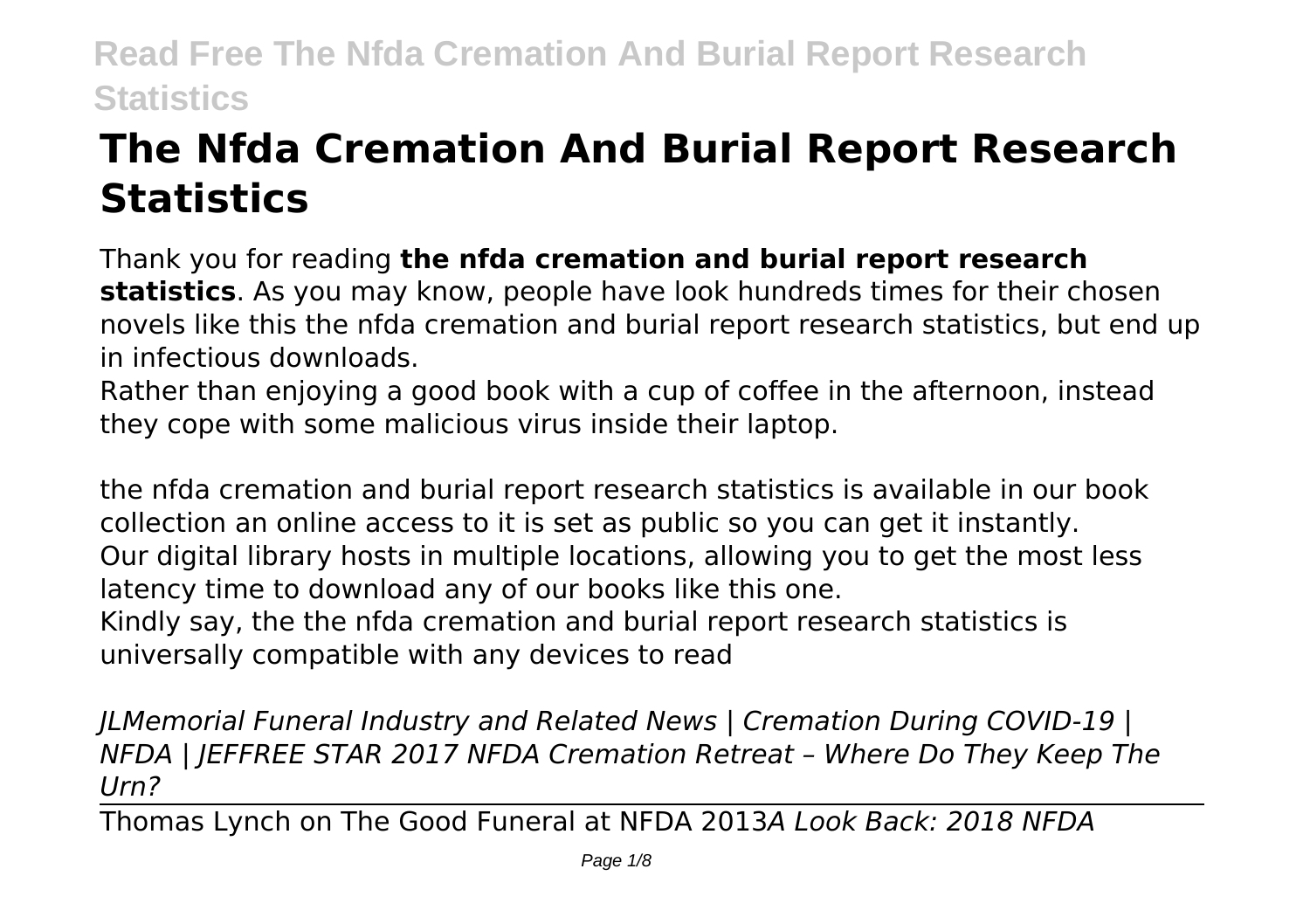# The Nfda Cremation And Burial Report Research Statistics

Thank you for reading **the nfda cremation and burial report research statistics**. As you may know, people have look hundreds times for their chosen novels like this the nfda cremation and burial report research statistics, but end up in infectious downloads.

Rather than enjoying a good book with a cup of coffee in the afternoon, instead they cope with some malicious virus inside their laptop.

the nfda cremation and burial report research statistics is available in our book collection an online access to it is set as public so you can get it instantly.
Our digital library hosts in multiple locations, allowing you to get the most less latency time to download any of our books like this one.
Kindly say, the the nfda cremation and burial report research statistics is universally compatible with any devices to read

*JLMemorial Funeral Industry and Related News | Cremation During COVID-19 | NFDA | JEFFREE STAR 2017 NFDA Cremation Retreat – Where Do They Keep The Urn?*

Thomas Lynch on The Good Funeral at NFDA 2013*A Look Back: 2018 NFDA*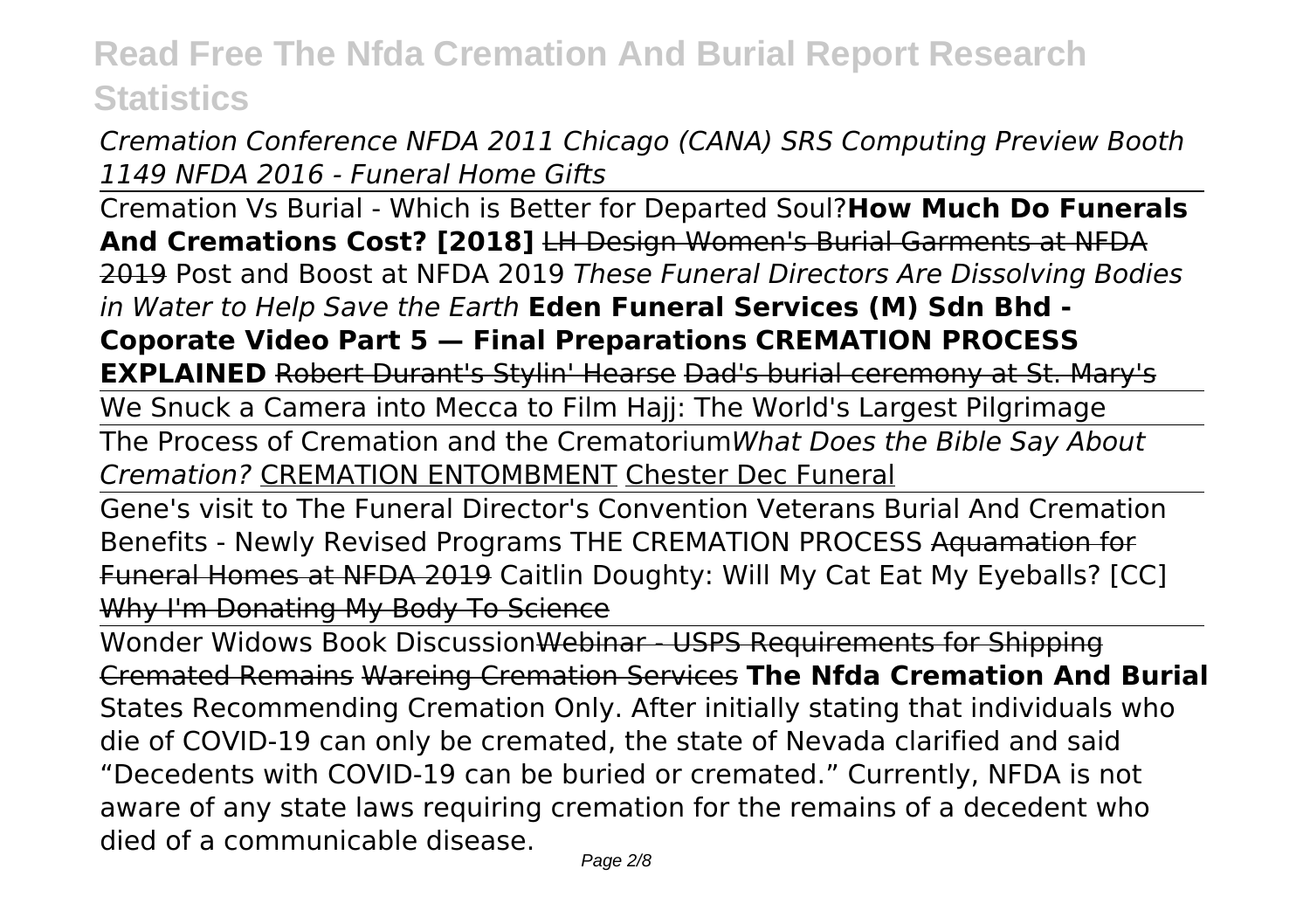*Cremation Conference NFDA 2011 Chicago (CANA) SRS Computing Preview Booth 1149 NFDA 2016 - Funeral Home Gifts*

Cremation Vs Burial - Which is Better for Departed Soul?**How Much Do Funerals And Cremations Cost? [2018]** ~~LH Design Women's Burial Garments at NFDA 2019~~ Post and Boost at NFDA 2019 *These Funeral Directors Are Dissolving Bodies in Water to Help Save the Earth* **Eden Funeral Services (M) Sdn Bhd - Coporate Video Part 5 — Final Preparations CREMATION PROCESS EXPLAINED** ~~Robert Durant's Stylin' Hearse~~ ~~Dad's burial ceremony at St. Mary's~~

We Snuck a Camera into Mecca to Film Hajj: The World's Largest Pilgrimage

The Process of Cremation and the Crematorium*What Does the Bible Say About Cremation?* CREMATION ENTOMBMENT Chester Dec Funeral

Gene's visit to The Funeral Director's Convention Veterans Burial And Cremation Benefits - Newly Revised Programs THE CREMATION PROCESS ~~Aquamation for Funeral Homes at NFDA 2019~~ Caitlin Doughty: Will My Cat Eat My Eyeballs? [CC] ~~Why I'm Donating My Body To Science~~

Wonder Widows Book Discussion~~Webinar - USPS Requirements for Shipping Cremated Remains~~ ~~Wareing Cremation Services~~ **The Nfda Cremation And Burial**

States Recommending Cremation Only. After initially stating that individuals who die of COVID-19 can only be cremated, the state of Nevada clarified and said "Decedents with COVID-19 can be buried or cremated." Currently, NFDA is not aware of any state laws requiring cremation for the remains of a decedent who died of a communicable disease.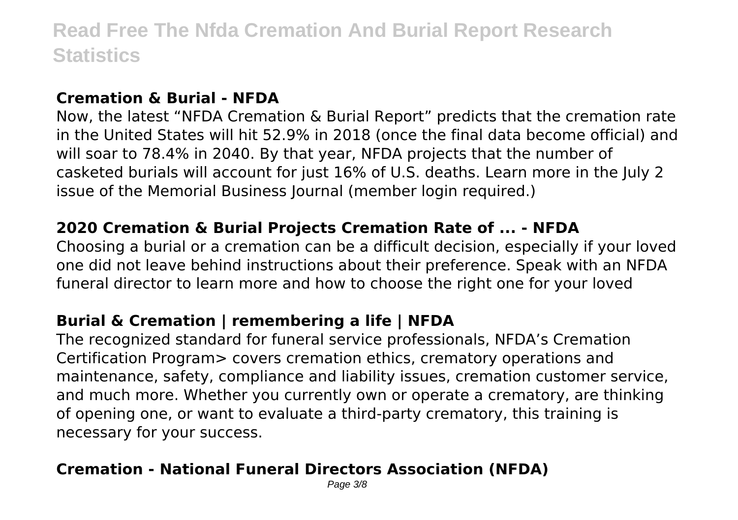### Cremation & Burial - NFDA

Now, the latest "NFDA Cremation & Burial Report" predicts that the cremation rate in the United States will hit 52.9% in 2018 (once the final data become official) and will soar to 78.4% in 2040. By that year, NFDA projects that the number of casketed burials will account for just 16% of U.S. deaths. Learn more in the July 2 issue of the Memorial Business Journal (member login required.)

### 2020 Cremation & Burial Projects Cremation Rate of ... - NFDA

Choosing a burial or a cremation can be a difficult decision, especially if your loved one did not leave behind instructions about their preference. Speak with an NFDA funeral director to learn more and how to choose the right one for your loved

### Burial & Cremation | remembering a life | NFDA

The recognized standard for funeral service professionals, NFDA's Cremation Certification Program> covers cremation ethics, crematory operations and maintenance, safety, compliance and liability issues, cremation customer service, and much more. Whether you currently own or operate a crematory, are thinking of opening one, or want to evaluate a third-party crematory, this training is necessary for your success.

### Cremation - National Funeral Directors Association (NFDA)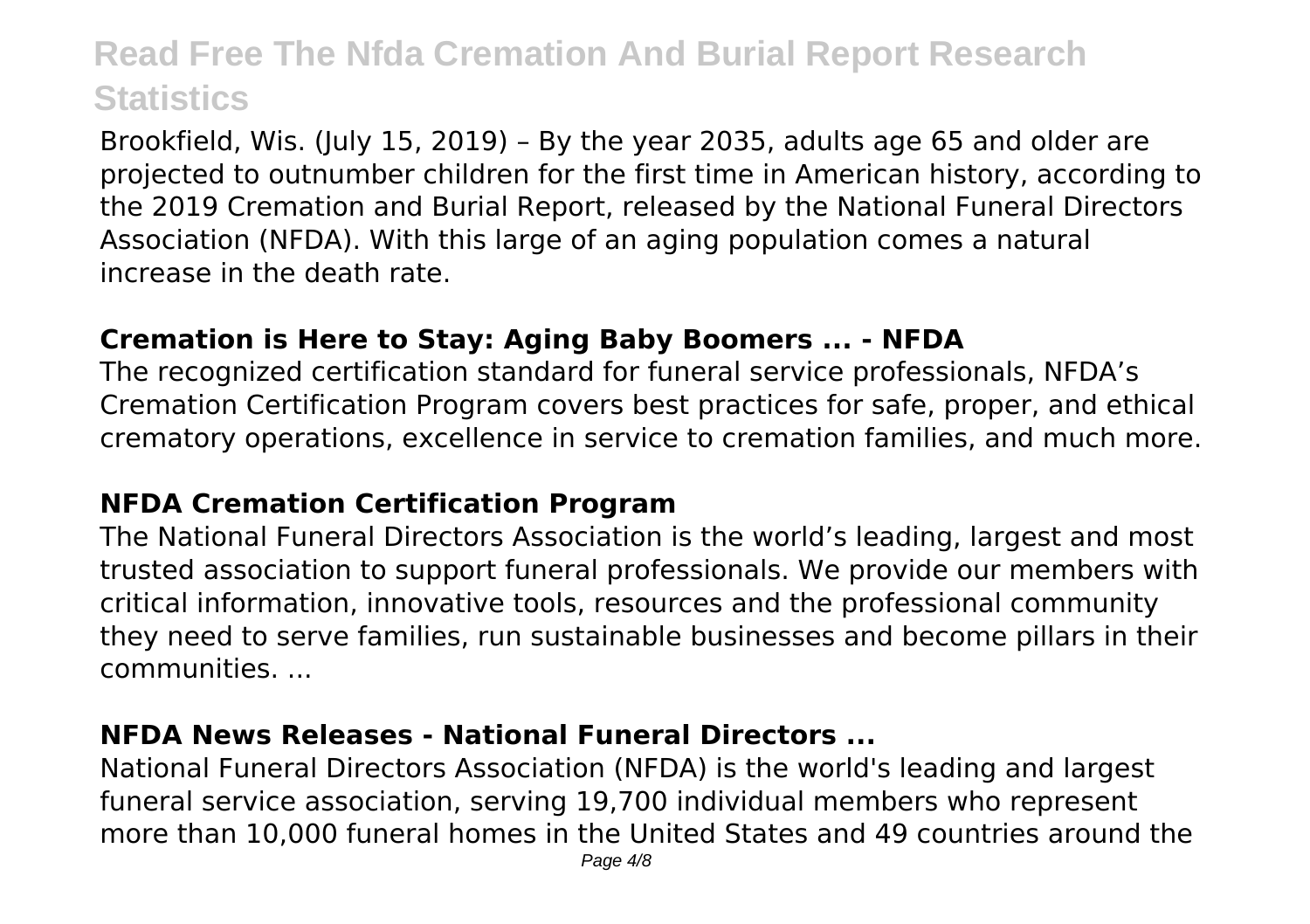Brookfield, Wis. (July 15, 2019) – By the year 2035, adults age 65 and older are projected to outnumber children for the first time in American history, according to the 2019 Cremation and Burial Report, released by the National Funeral Directors Association (NFDA). With this large of an aging population comes a natural increase in the death rate.

### **Cremation is Here to Stay: Aging Baby Boomers ... - NFDA**

The recognized certification standard for funeral service professionals, NFDA's Cremation Certification Program covers best practices for safe, proper, and ethical crematory operations, excellence in service to cremation families, and much more.

### **NFDA Cremation Certification Program**

The National Funeral Directors Association is the world's leading, largest and most trusted association to support funeral professionals. We provide our members with critical information, innovative tools, resources and the professional community they need to serve families, run sustainable businesses and become pillars in their communities. ...

### **NFDA News Releases - National Funeral Directors ...**

National Funeral Directors Association (NFDA) is the world's leading and largest funeral service association, serving 19,700 individual members who represent more than 10,000 funeral homes in the United States and 49 countries around the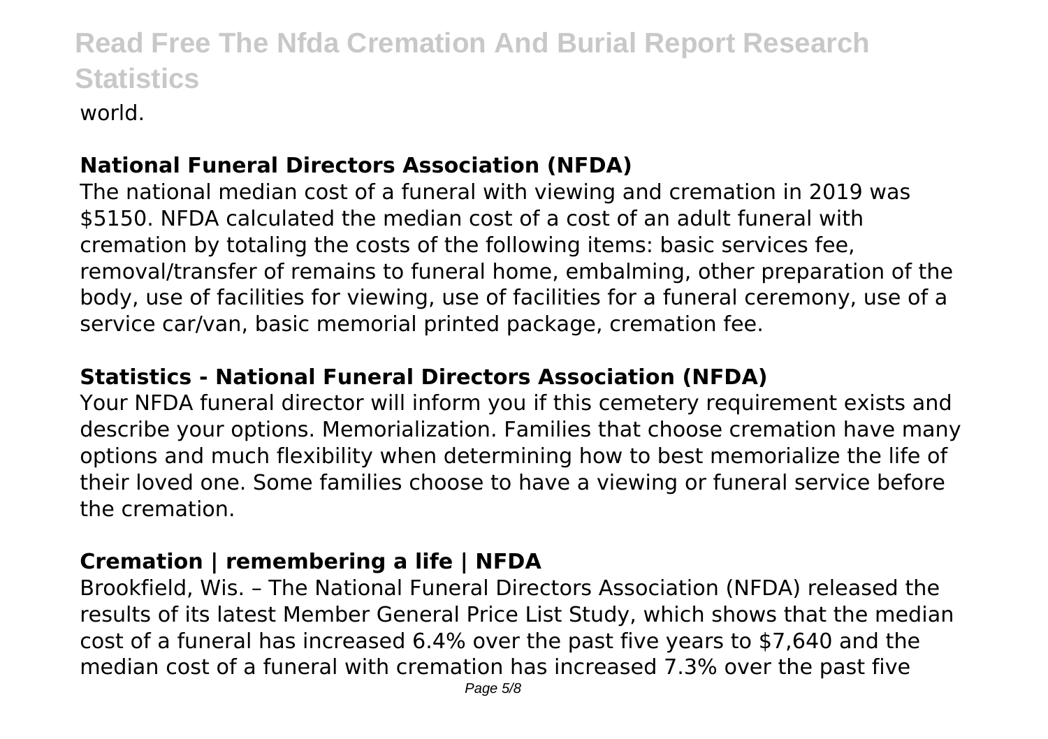world.

**National Funeral Directors Association (NFDA)**

The national median cost of a funeral with viewing and cremation in 2019 was $5150. NFDA calculated the median cost of a cost of an adult funeral with cremation by totaling the costs of the following items: basic services fee, removal/transfer of remains to funeral home, embalming, other preparation of the body, use of facilities for viewing, use of facilities for a funeral ceremony, use of a service car/van, basic memorial printed package, cremation fee.

**Statistics - National Funeral Directors Association (NFDA)**

Your NFDA funeral director will inform you if this cemetery requirement exists and describe your options. Memorialization. Families that choose cremation have many options and much flexibility when determining how to best memorialize the life of their loved one. Some families choose to have a viewing or funeral service before the cremation.

**Cremation | remembering a life | NFDA**

Brookfield, Wis. – The National Funeral Directors Association (NFDA) released the results of its latest Member General Price List Study, which shows that the median cost of a funeral has increased 6.4% over the past five years to $7,640 and the median cost of a funeral with cremation has increased 7.3% over the past five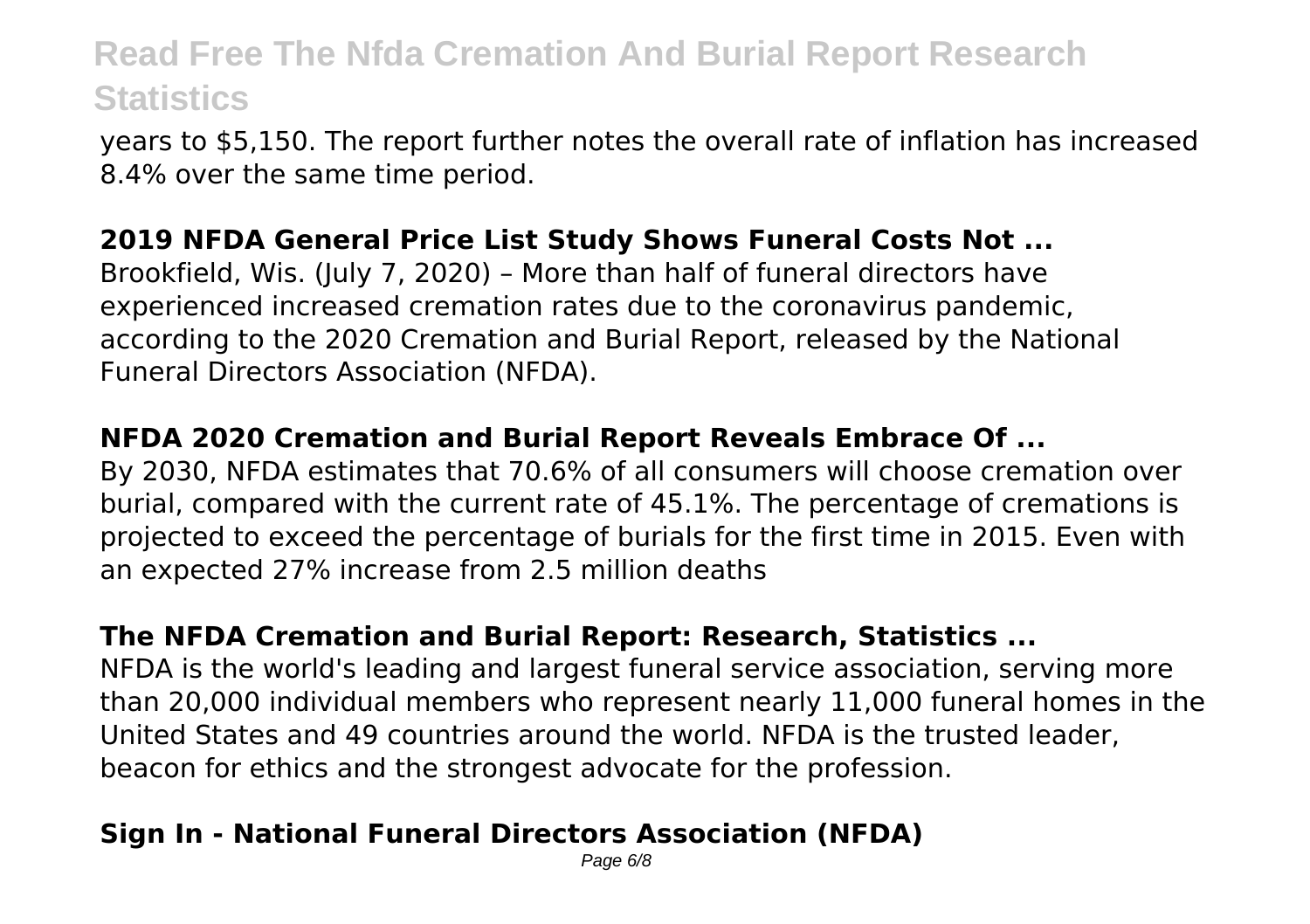years to $5,150. The report further notes the overall rate of inflation has increased 8.4% over the same time period.

### 2019 NFDA General Price List Study Shows Funeral Costs Not ...

Brookfield, Wis. (July 7, 2020) – More than half of funeral directors have experienced increased cremation rates due to the coronavirus pandemic, according to the 2020 Cremation and Burial Report, released by the National Funeral Directors Association (NFDA).

### NFDA 2020 Cremation and Burial Report Reveals Embrace Of ...

By 2030, NFDA estimates that 70.6% of all consumers will choose cremation over burial, compared with the current rate of 45.1%. The percentage of cremations is projected to exceed the percentage of burials for the first time in 2015. Even with an expected 27% increase from 2.5 million deaths

### The NFDA Cremation and Burial Report: Research, Statistics ...

NFDA is the world's leading and largest funeral service association, serving more than 20,000 individual members who represent nearly 11,000 funeral homes in the United States and 49 countries around the world. NFDA is the trusted leader, beacon for ethics and the strongest advocate for the profession.

### Sign In - National Funeral Directors Association (NFDA)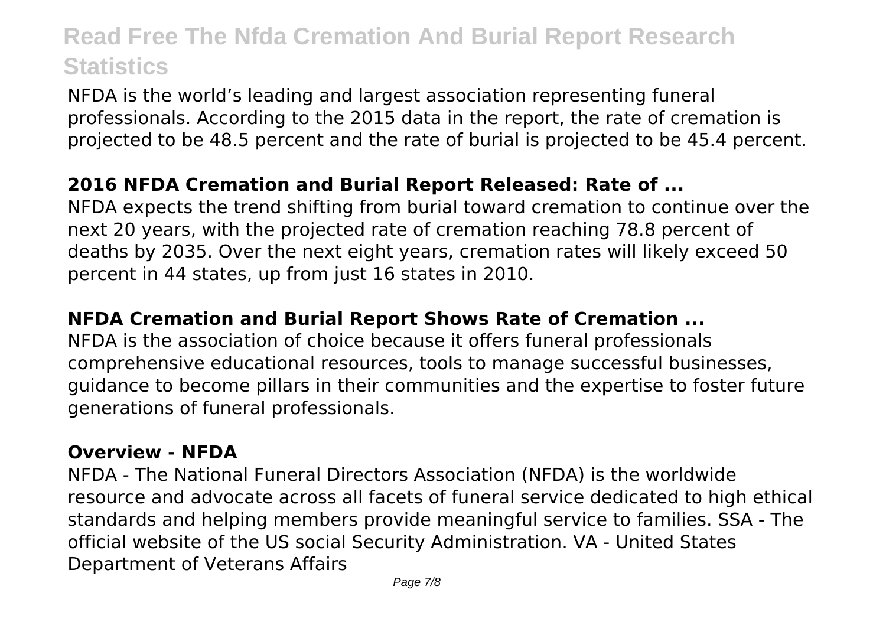NFDA is the world's leading and largest association representing funeral professionals. According to the 2015 data in the report, the rate of cremation is projected to be 48.5 percent and the rate of burial is projected to be 45.4 percent.

### **2016 NFDA Cremation and Burial Report Released: Rate of ...**

NFDA expects the trend shifting from burial toward cremation to continue over the next 20 years, with the projected rate of cremation reaching 78.8 percent of deaths by 2035. Over the next eight years, cremation rates will likely exceed 50 percent in 44 states, up from just 16 states in 2010.

### **NFDA Cremation and Burial Report Shows Rate of Cremation ...**

NFDA is the association of choice because it offers funeral professionals comprehensive educational resources, tools to manage successful businesses, guidance to become pillars in their communities and the expertise to foster future generations of funeral professionals.

### **Overview - NFDA**

NFDA - The National Funeral Directors Association (NFDA) is the worldwide resource and advocate across all facets of funeral service dedicated to high ethical standards and helping members provide meaningful service to families. SSA - The official website of the US social Security Administration. VA - United States Department of Veterans Affairs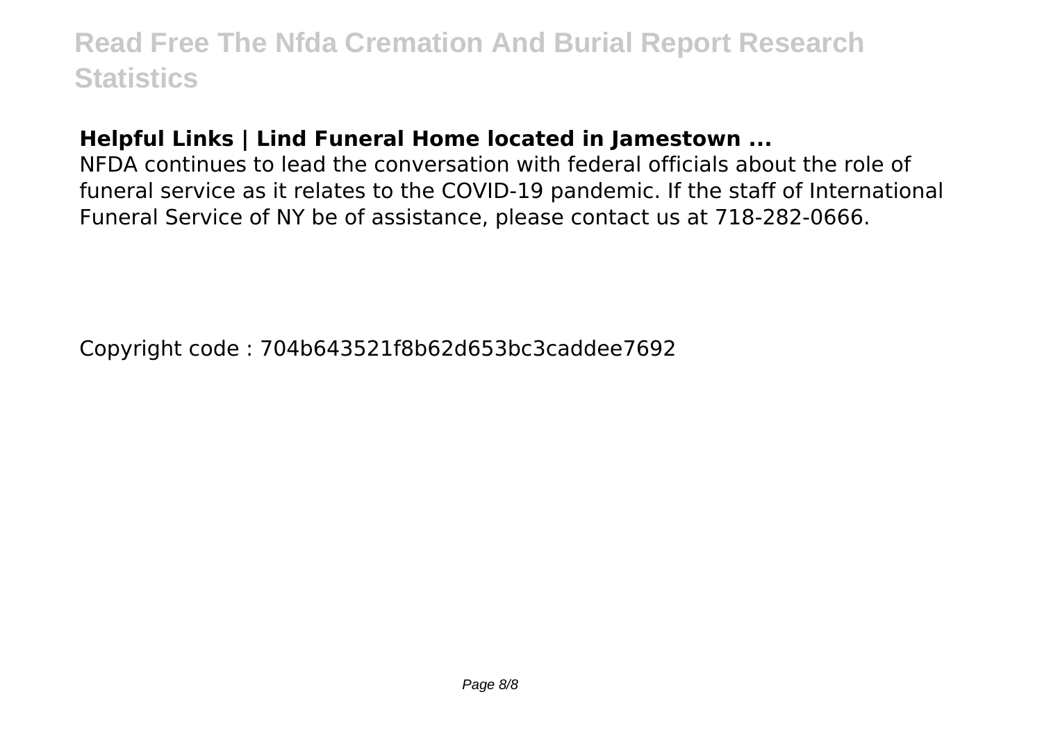**Helpful Links | Lind Funeral Home located in Jamestown ...**

NFDA continues to lead the conversation with federal officials about the role of funeral service as it relates to the COVID-19 pandemic. If the staff of International Funeral Service of NY be of assistance, please contact us at 718-282-0666.

Copyright code : 704b643521f8b62d653bc3caddee7692